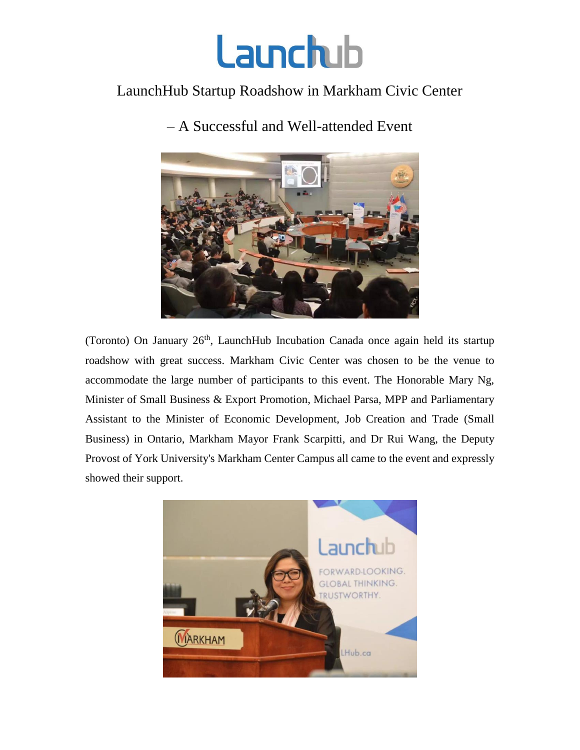# LaunchHub Startup Roadshow in Markham Civic Center

## – A Successful and Well-attended Event

(Toronto) On January 26th, LaunchHub Incubation Canada once again held its startup roadshow with great success. Markham Civic Center was chosen to be the venue to accommodate the large number of participants to this event. The Honorable Mary Ng, Minister of Small Business & Export Promotion, Michael Parsa, MPP and Parliamentary Assistant to the Minister of Economic Development, Job Creation and Trade (Small Business) in Ontario, Markham Mayor Frank Scarpitti, and Dr Rui Wang, the Deputy Provost of York University's Markham Center Campus all came to the event and expressly showed their support.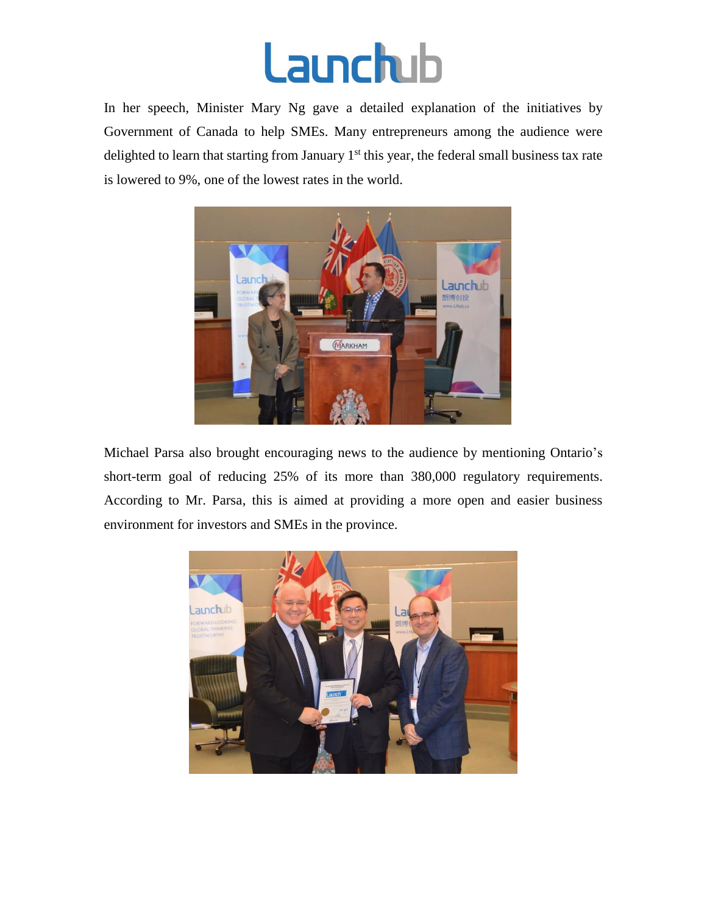In her speech, Minister Mary Ng gave a detailed explanation of the initiatives by Government of Canada to help SMEs. Many entrepreneurs among the audience were delighted to learn that starting from January 1st this year, the federal small business tax rate is lowered to 9%, one of the lowest rates in the world.

Michael Parsa also brought encouraging news to the audience by mentioning Ontario's short-term goal of reducing 25% of its more than 380,000 regulatory requirements. According to Mr. Parsa, this is aimed at providing a more open and easier business environment for investors and SMEs in the province.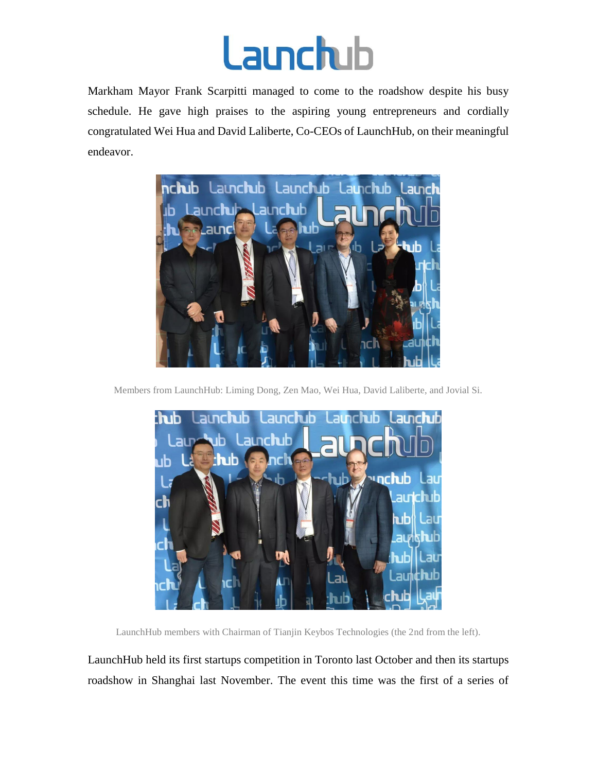Markham Mayor Frank Scarpitti managed to come to the roadshow despite his busy schedule. He gave high praises to the aspiring young entrepreneurs and cordially congratulated Wei Hua and David Laliberte, Co-CEOs of LaunchHub, on their meaningful endeavor.

Members from LaunchHub: Liming Dong, Zen Mao, Wei Hua, David Laliberte, and Jovial Si.

LaunchHub members with Chairman of Tianjin Keybos Technologies (the 2nd from the left).

LaunchHub held its first startups competition in Toronto last October and then its startups roadshow in Shanghai last November. The event this time was the first of a series of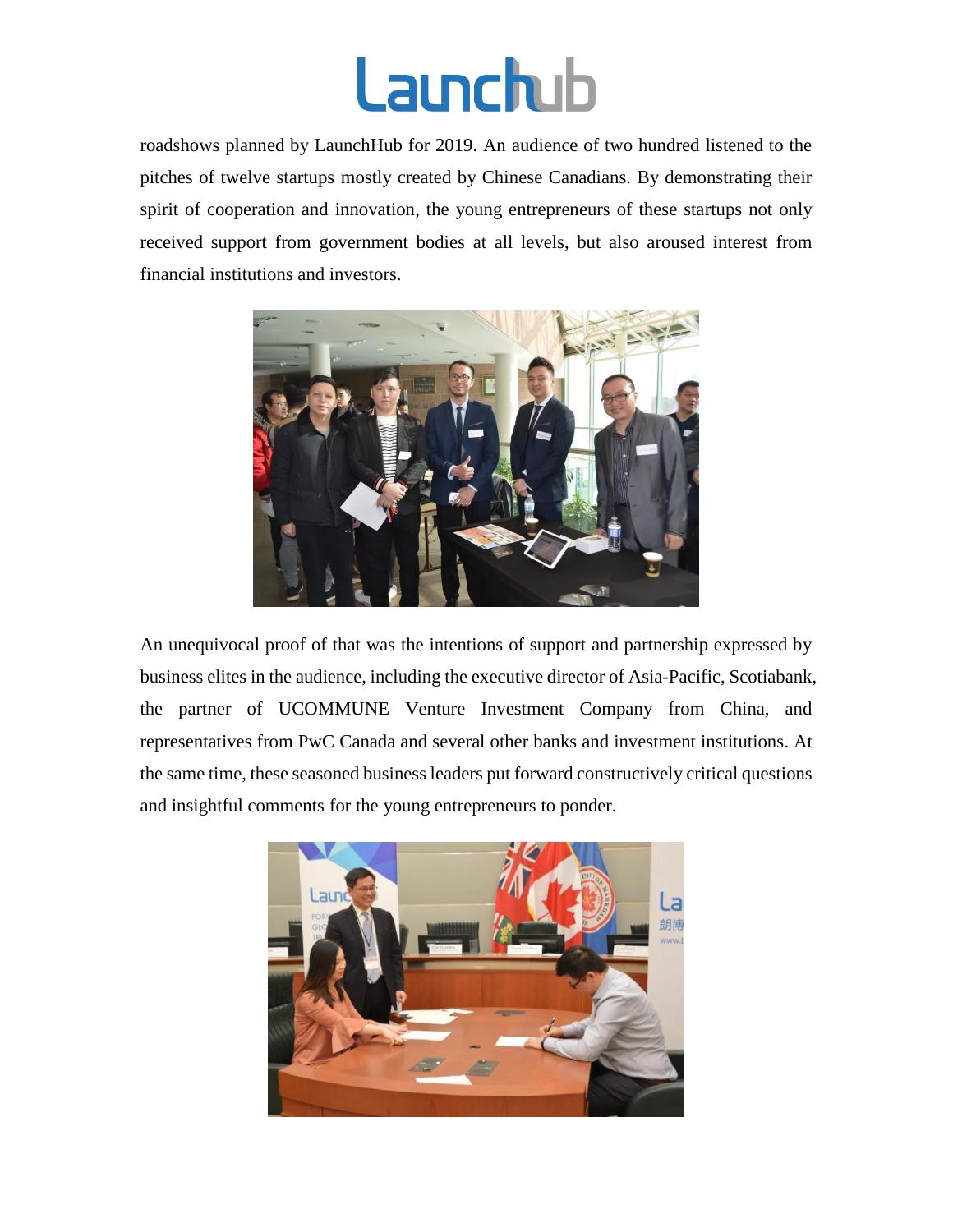roadshows planned by LaunchHub for 2019. An audience of two hundred listened to the pitches of twelve startups mostly created by Chinese Canadians. By demonstrating their spirit of cooperation and innovation, the young entrepreneurs of these startups not only received support from government bodies at all levels, but also aroused interest from financial institutions and investors.

An unequivocal proof of that was the intentions of support and partnership expressed by business elites in the audience, including the executive director of Asia-Pacific, Scotiabank, the partner of UCOMMUNE Venture Investment Company from China, and representatives from PwC Canada and several other banks and investment institutions. At the same time, these seasoned business leaders put forward constructively critical questions and insightful comments for the young entrepreneurs to ponder.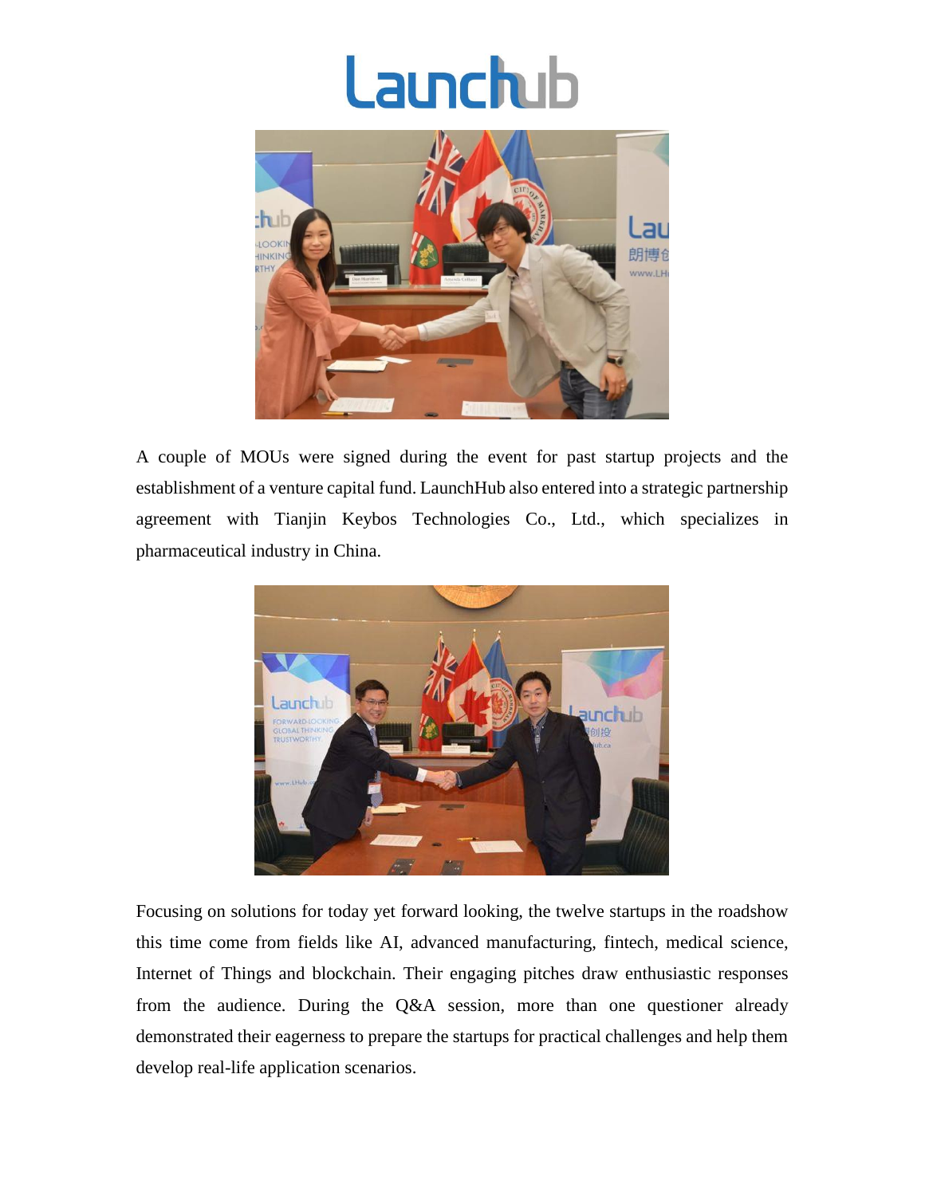A couple of MOUs were signed during the event for past startup projects and the establishment of a venture capital fund. LaunchHub also entered into a strategic partnership agreement with Tianjin Keybos Technologies Co., Ltd., which specializes in pharmaceutical industry in China.

Focusing on solutions for today yet forward looking, the twelve startups in the roadshow this time come from fields like AI, advanced manufacturing, fintech, medical science, Internet of Things and blockchain. Their engaging pitches draw enthusiastic responses from the audience. During the Q&A session, more than one questioner already demonstrated their eagerness to prepare the startups for practical challenges and help them develop real-life application scenarios.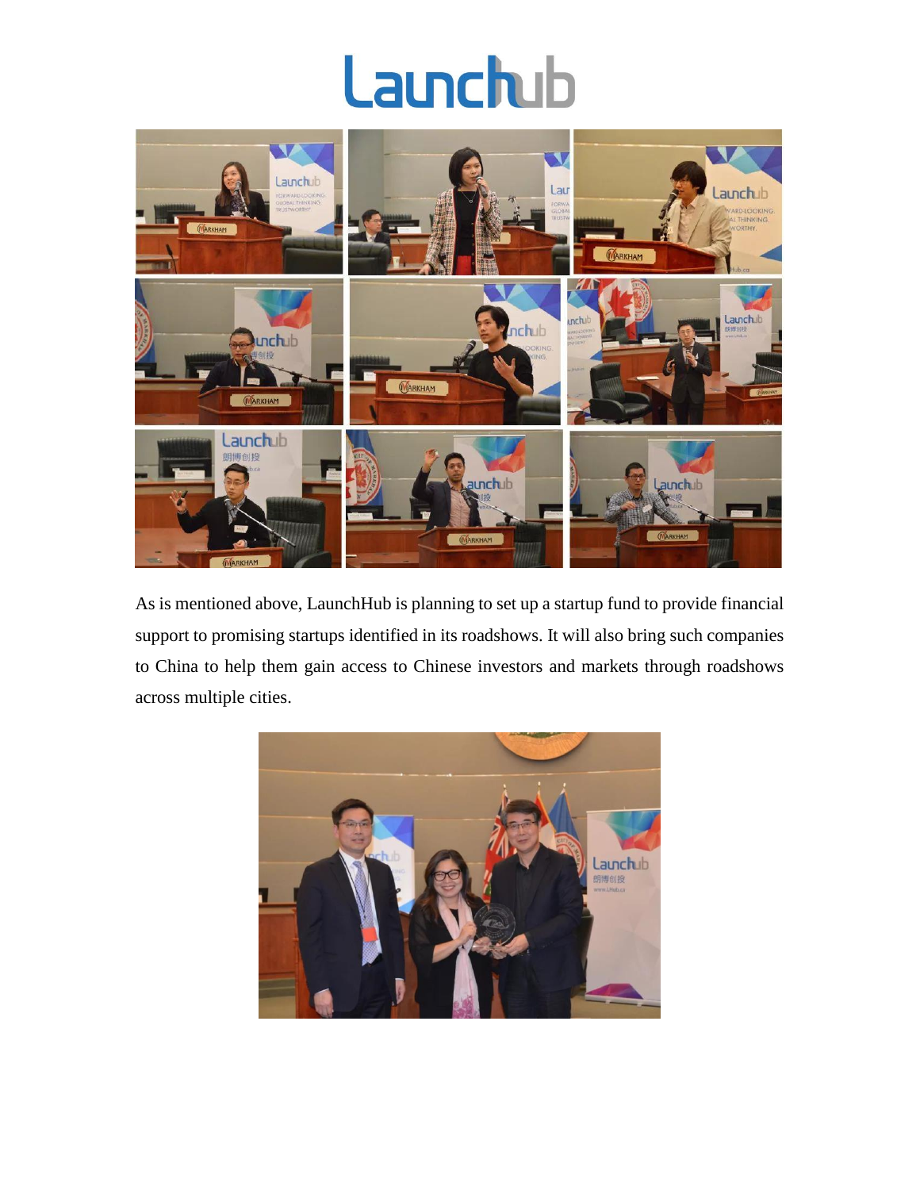As is mentioned above, LaunchHub is planning to set up a startup fund to provide financial support to promising startups identified in its roadshows. It will also bring such companies to China to help them gain access to Chinese investors and markets through roadshows across multiple cities.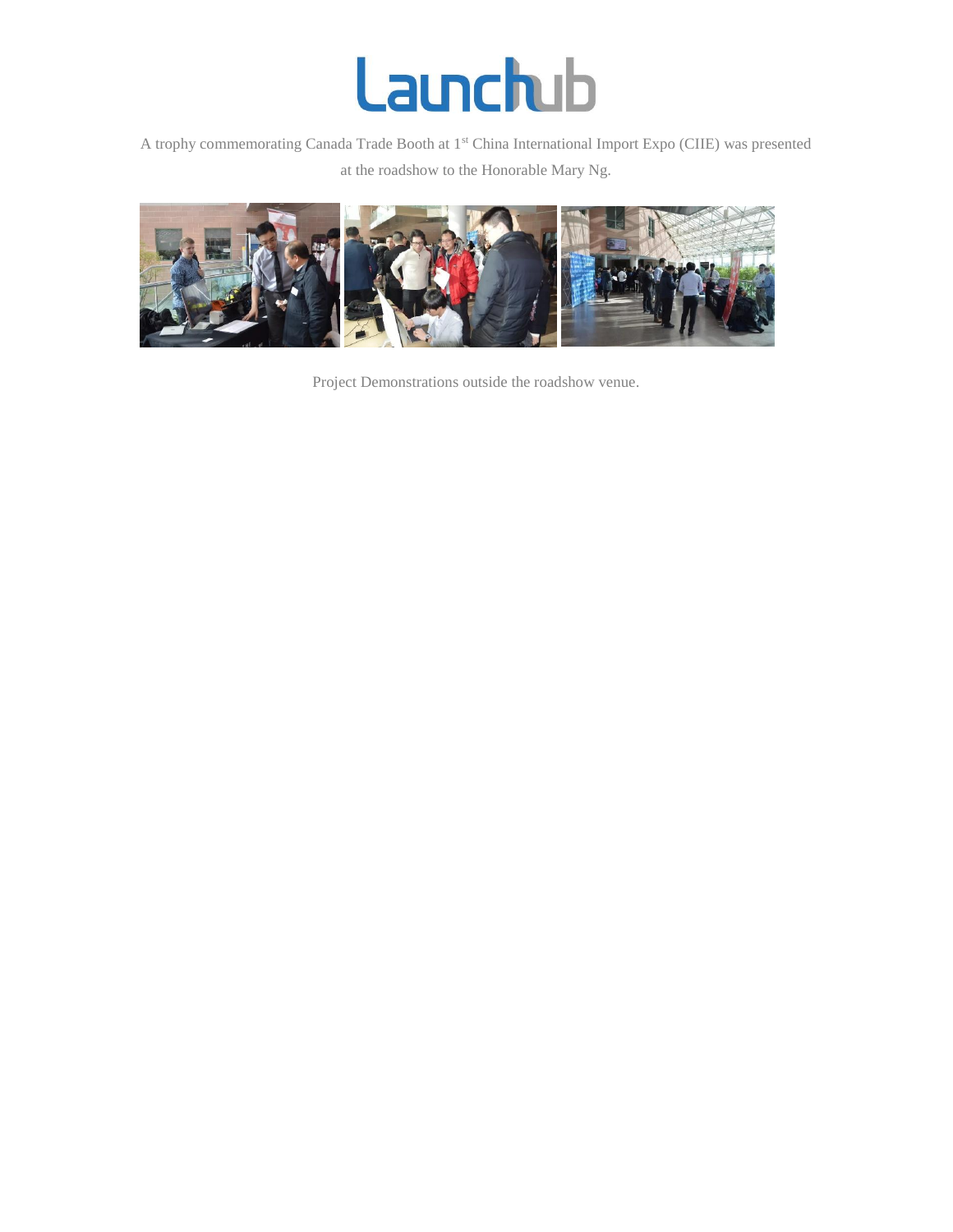A trophy commemorating Canada Trade Booth at 1st China International Import Expo (CIIE) was presented at the roadshow to the Honorable Mary Ng.

Project Demonstrations outside the roadshow venue.